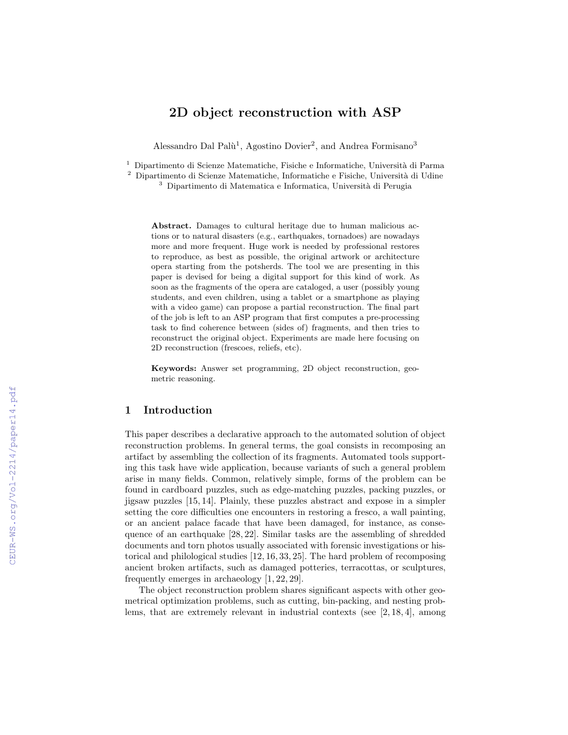# 2D object reconstruction with ASP

Alessandro Dal Palù[1], Agostino Dovier[2], and Andrea Formisano[3]

[1] Dipartimento di Scienze Matematiche, Fisiche e Informatiche, Università di Parma
[2] Dipartimento di Scienze Matematiche, Informatiche e Fisiche, Università di Udine
[3] Dipartimento di Matematica e Informatica, Università di Perugia

**Abstract.** Damages to cultural heritage due to human malicious actions or to natural disasters (e.g., earthquakes, tornadoes) are nowadays more and more frequent. Huge work is needed by professional restores to reproduce, as best as possible, the original artwork or architecture opera starting from the potsherds. The tool we are presenting in this paper is devised for being a digital support for this kind of work. As soon as the fragments of the opera are cataloged, a user (possibly young students, and even children, using a tablet or a smartphone as playing with a video game) can propose a partial reconstruction. The final part of the job is left to an ASP program that first computes a pre-processing task to find coherence between (sides of) fragments, and then tries to reconstruct the original object. Experiments are made here focusing on 2D reconstruction (frescoes, reliefs, etc).

**Keywords:** Answer set programming, 2D object reconstruction, geometric reasoning.

## 1 Introduction

This paper describes a declarative approach to the automated solution of object reconstruction problems. In general terms, the goal consists in recomposing an artifact by assembling the collection of its fragments. Automated tools supporting this task have wide application, because variants of such a general problem arise in many fields. Common, relatively simple, forms of the problem can be found in cardboard puzzles, such as edge-matching puzzles, packing puzzles, or jigsaw puzzles [15, 14]. Plainly, these puzzles abstract and expose in a simpler setting the core difficulties one encounters in restoring a fresco, a wall painting, or an ancient palace facade that have been damaged, for instance, as consequence of an earthquake [28, 22]. Similar tasks are the assembling of shredded documents and torn photos usually associated with forensic investigations or historical and philological studies [12, 16, 33, 25]. The hard problem of recomposing ancient broken artifacts, such as damaged potteries, terracottas, or sculptures, frequently emerges in archaeology [1, 22, 29].

The object reconstruction problem shares significant aspects with other geometrical optimization problems, such as cutting, bin-packing, and nesting problems, that are extremely relevant in industrial contexts (see [2, 18, 4], among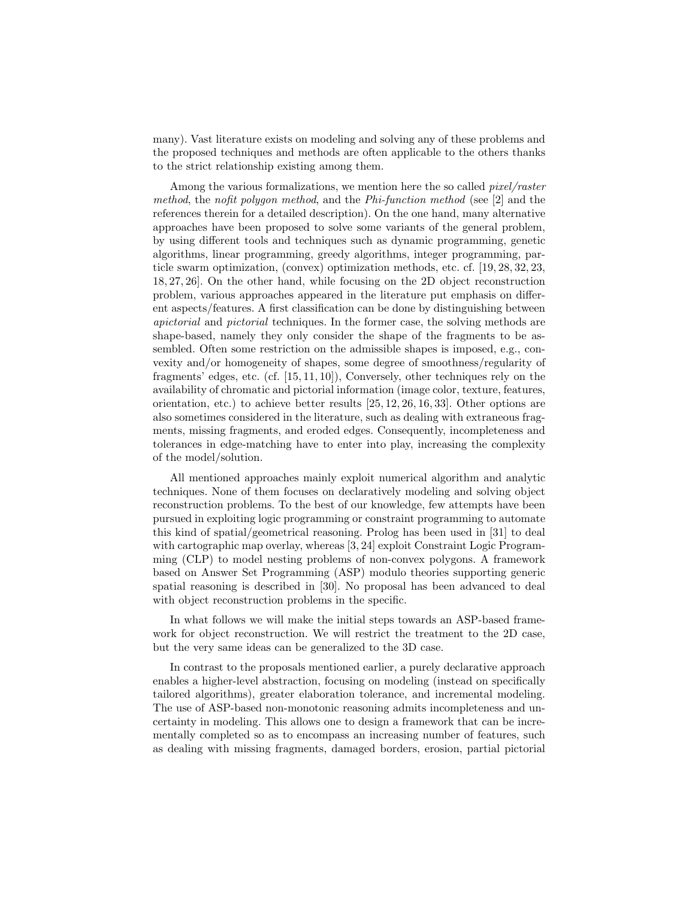many). Vast literature exists on modeling and solving any of these problems and the proposed techniques and methods are often applicable to the others thanks to the strict relationship existing among them.

Among the various formalizations, we mention here the so called *pixel/raster method*, the *nofit polygon method*, and the *Phi-function method* (see [2] and the references therein for a detailed description). On the one hand, many alternative approaches have been proposed to solve some variants of the general problem, by using different tools and techniques such as dynamic programming, genetic algorithms, linear programming, greedy algorithms, integer programming, particle swarm optimization, (convex) optimization methods, etc. cf. [19, 28, 32, 23, 18, 27, 26]. On the other hand, while focusing on the 2D object reconstruction problem, various approaches appeared in the literature put emphasis on different aspects/features. A first classification can be done by distinguishing between *apictorial* and *pictorial* techniques. In the former case, the solving methods are shape-based, namely they only consider the shape of the fragments to be assembled. Often some restriction on the admissible shapes is imposed, e.g., convexity and/or homogeneity of shapes, some degree of smoothness/regularity of fragments' edges, etc. (cf. [15, 11, 10]), Conversely, other techniques rely on the availability of chromatic and pictorial information (image color, texture, features, orientation, etc.) to achieve better results [25, 12, 26, 16, 33]. Other options are also sometimes considered in the literature, such as dealing with extraneous fragments, missing fragments, and eroded edges. Consequently, incompleteness and tolerances in edge-matching have to enter into play, increasing the complexity of the model/solution.

All mentioned approaches mainly exploit numerical algorithm and analytic techniques. None of them focuses on declaratively modeling and solving object reconstruction problems. To the best of our knowledge, few attempts have been pursued in exploiting logic programming or constraint programming to automate this kind of spatial/geometrical reasoning. Prolog has been used in [31] to deal with cartographic map overlay, whereas [3, 24] exploit Constraint Logic Programming (CLP) to model nesting problems of non-convex polygons. A framework based on Answer Set Programming (ASP) modulo theories supporting generic spatial reasoning is described in [30]. No proposal has been advanced to deal with object reconstruction problems in the specific.

In what follows we will make the initial steps towards an ASP-based framework for object reconstruction. We will restrict the treatment to the 2D case, but the very same ideas can be generalized to the 3D case.

In contrast to the proposals mentioned earlier, a purely declarative approach enables a higher-level abstraction, focusing on modeling (instead on specifically tailored algorithms), greater elaboration tolerance, and incremental modeling. The use of ASP-based non-monotonic reasoning admits incompleteness and uncertainty in modeling. This allows one to design a framework that can be incrementally completed so as to encompass an increasing number of features, such as dealing with missing fragments, damaged borders, erosion, partial pictorial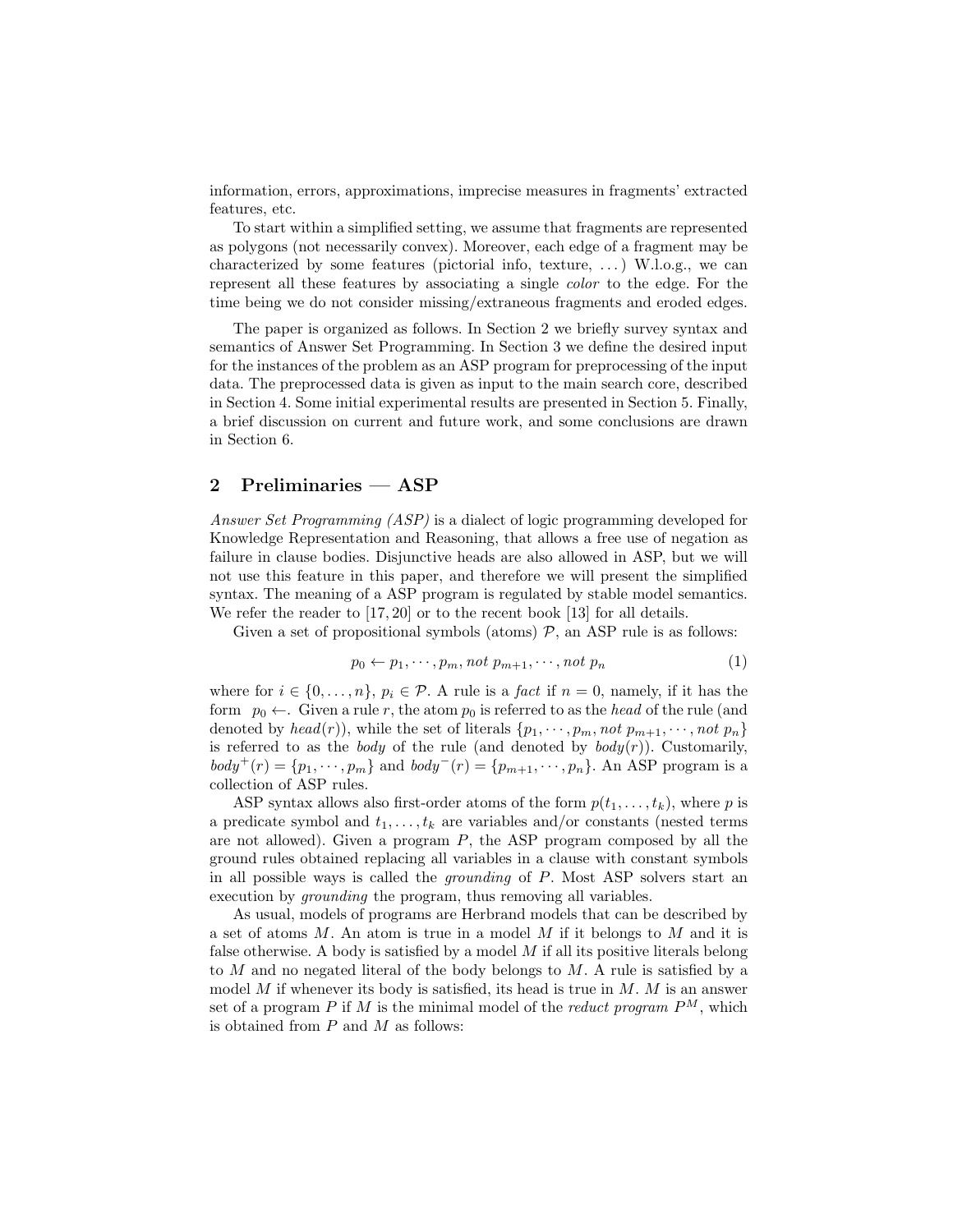information, errors, approximations, imprecise measures in fragments' extracted features, etc.

To start within a simplified setting, we assume that fragments are represented as polygons (not necessarily convex). Moreover, each edge of a fragment may be characterized by some features (pictorial info, texture, ...) W.l.o.g., we can represent all these features by associating a single *color* to the edge. For the time being we do not consider missing/extraneous fragments and eroded edges.

The paper is organized as follows. In Section 2 we briefly survey syntax and semantics of Answer Set Programming. In Section 3 we define the desired input for the instances of the problem as an ASP program for preprocessing of the input data. The preprocessed data is given as input to the main search core, described in Section 4. Some initial experimental results are presented in Section 5. Finally, a brief discussion on current and future work, and some conclusions are drawn in Section 6.

## 2 Preliminaries — ASP

*Answer Set Programming (ASP)* is a dialect of logic programming developed for Knowledge Representation and Reasoning, that allows a free use of negation as failure in clause bodies. Disjunctive heads are also allowed in ASP, but we will not use this feature in this paper, and therefore we will present the simplified syntax. The meaning of a ASP program is regulated by stable model semantics. We refer the reader to [17, 20] or to the recent book [13] for all details.

Given a set of propositional symbols (atoms) $\mathcal{P}$, an ASP rule is as follows:

$$p_0 \leftarrow p_1, \cdots, p_m, \textit{not}\ p_{m+1}, \cdots, \textit{not}\ p_n \tag{1}$$

where for $i \in \{0, \ldots, n\}$, $p_i \in \mathcal{P}$. A rule is a *fact* if $n = 0$, namely, if it has the form $p_0 \leftarrow$. Given a rule $r$, the atom $p_0$ is referred to as the *head* of the rule (and denoted by $\textit{head}(r)$), while the set of literals $\{p_1, \cdots, p_m, \textit{not}\ p_{m+1}, \cdots, \textit{not}\ p_n\}$ is referred to as the *body* of the rule (and denoted by $\textit{body}(r)$). Customarily, $\textit{body}^+(r) = \{p_1, \cdots, p_m\}$ and $\textit{body}^-(r) = \{p_{m+1}, \cdots, p_n\}$. An ASP program is a collection of ASP rules.

ASP syntax allows also first-order atoms of the form $p(t_1, \ldots, t_k)$, where $p$ is a predicate symbol and $t_1, \ldots, t_k$ are variables and/or constants (nested terms are not allowed). Given a program $P$, the ASP program composed by all the ground rules obtained replacing all variables in a clause with constant symbols in all possible ways is called the *grounding* of $P$. Most ASP solvers start an execution by *grounding* the program, thus removing all variables.

As usual, models of programs are Herbrand models that can be described by a set of atoms $M$. An atom is true in a model $M$ if it belongs to $M$ and it is false otherwise. A body is satisfied by a model $M$ if all its positive literals belong to $M$ and no negated literal of the body belongs to $M$. A rule is satisfied by a model $M$ if whenever its body is satisfied, its head is true in $M$. $M$ is an answer set of a program $P$ if $M$ is the minimal model of the *reduct program* $P^M$, which is obtained from $P$ and $M$ as follows: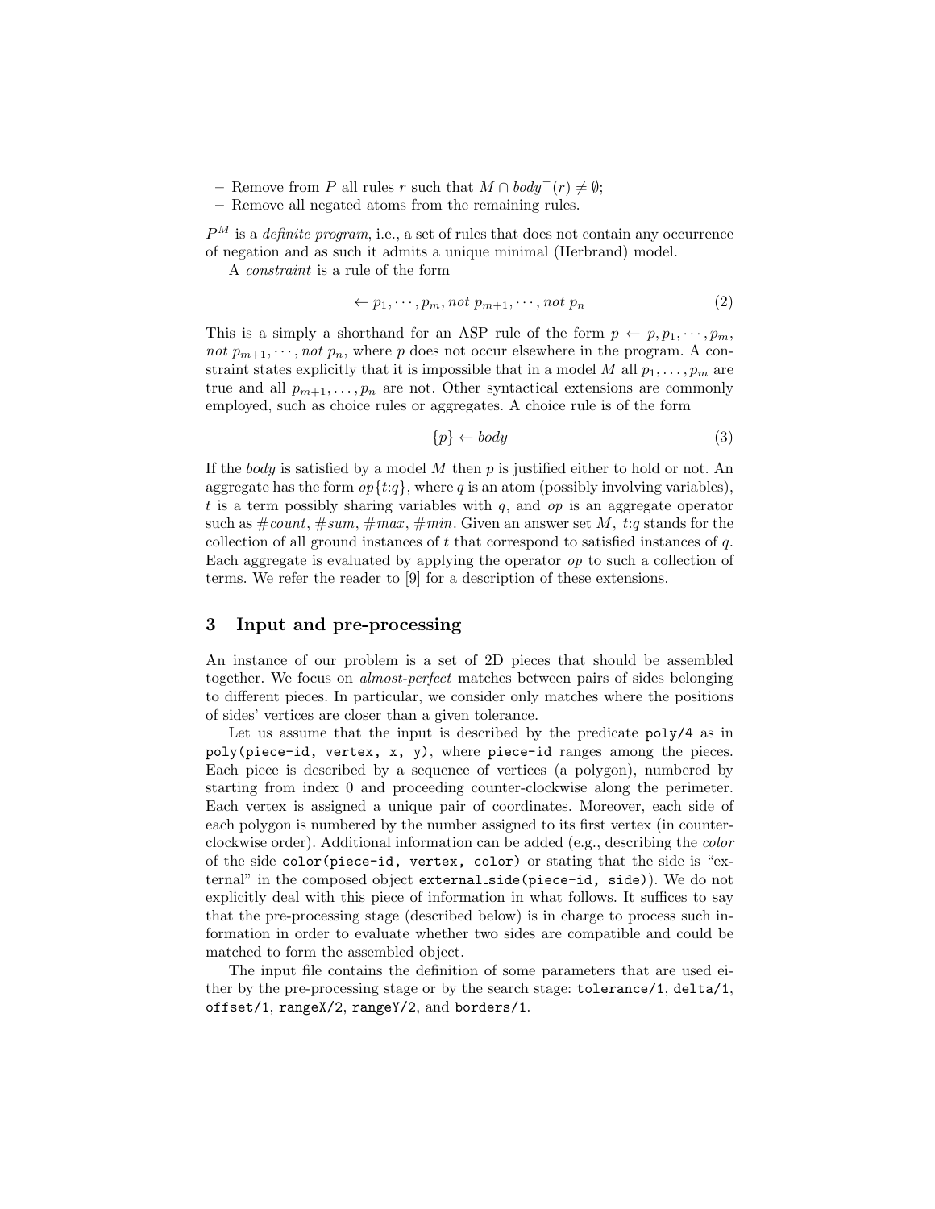– Remove from $P$ all rules $r$ such that $M \cap \mathit{body}^-(r) \neq \emptyset$;
– Remove all negated atoms from the remaining rules.

$P^M$ is a *definite program*, i.e., a set of rules that does not contain any occurrence of negation and as such it admits a unique minimal (Herbrand) model.

A *constraint* is a rule of the form

$$\leftarrow p_1, \cdots, p_m, \mathit{not}\ p_{m+1}, \cdots, \mathit{not}\ p_n \tag{2}$$

This is a simply a shorthand for an ASP rule of the form $p \leftarrow p, p_1, \cdots, p_m, \mathit{not}\ p_{m+1}, \cdots, \mathit{not}\ p_n$, where $p$ does not occur elsewhere in the program. A constraint states explicitly that it is impossible that in a model $M$ all $p_1, \ldots, p_m$ are true and all $p_{m+1}, \ldots, p_n$ are not. Other syntactical extensions are commonly employed, such as choice rules or aggregates. A choice rule is of the form

$$\{p\} \leftarrow \mathit{body} \tag{3}$$

If the *body* is satisfied by a model $M$ then $p$ is justified either to hold or not. An aggregate has the form $op\{t{:}q\}$, where $q$ is an atom (possibly involving variables), $t$ is a term possibly sharing variables with $q$, and $op$ is an aggregate operator such as $\#count$, $\#sum$, $\#max$, $\#min$. Given an answer set $M$, $t{:}q$ stands for the collection of all ground instances of $t$ that correspond to satisfied instances of $q$. Each aggregate is evaluated by applying the operator $op$ to such a collection of terms. We refer the reader to [9] for a description of these extensions.

## 3 Input and pre-processing

An instance of our problem is a set of 2D pieces that should be assembled together. We focus on *almost-perfect* matches between pairs of sides belonging to different pieces. In particular, we consider only matches where the positions of sides' vertices are closer than a given tolerance.

Let us assume that the input is described by the predicate `poly/4` as in `poly(piece-id, vertex, x, y)`, where `piece-id` ranges among the pieces. Each piece is described by a sequence of vertices (a polygon), numbered by starting from index 0 and proceeding counter-clockwise along the perimeter. Each vertex is assigned a unique pair of coordinates. Moreover, each side of each polygon is numbered by the number assigned to its first vertex (in counter-clockwise order). Additional information can be added (e.g., describing the *color* of the side `color(piece-id, vertex, color)` or stating that the side is "external" in the composed object `external_side(piece-id, side)`). We do not explicitly deal with this piece of information in what follows. It suffices to say that the pre-processing stage (described below) is in charge to process such information in order to evaluate whether two sides are compatible and could be matched to form the assembled object.

The input file contains the definition of some parameters that are used either by the pre-processing stage or by the search stage: `tolerance/1`, `delta/1`, `offset/1`, `rangeX/2`, `rangeY/2`, and `borders/1`.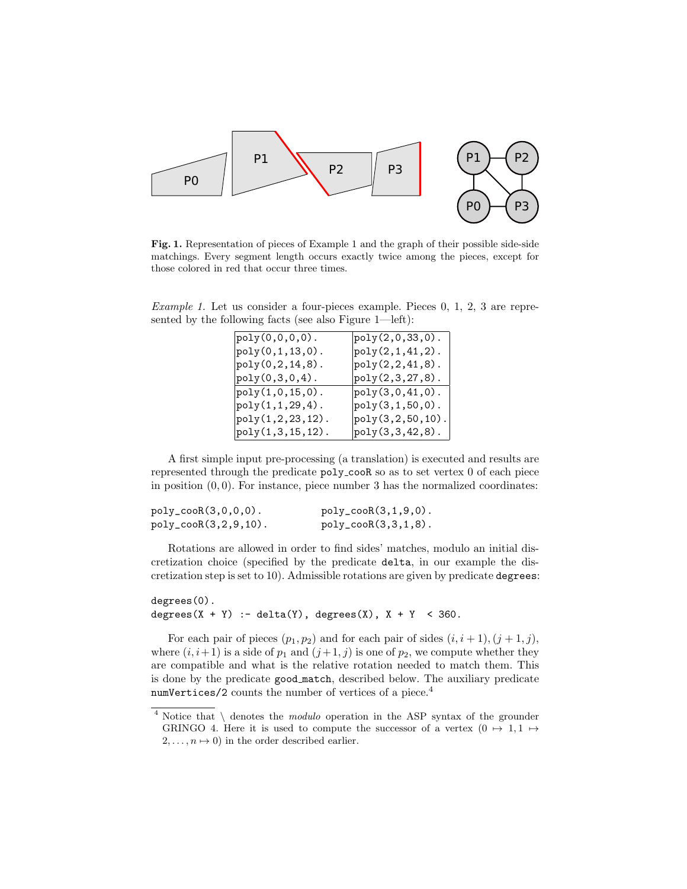**Fig. 1.** Representation of pieces of Example 1 and the graph of their possible side-side matchings. Every segment length occurs exactly twice among the pieces, except for those colored in red that occur three times.

*Example 1.* Let us consider a four-pieces example. Pieces 0, 1, 2, 3 are represented by the following facts (see also Figure 1—left):

| | |
|---|---|
| `poly(0,0,0,0).` | `poly(2,0,33,0).` |
| `poly(0,1,13,0).` | `poly(2,1,41,2).` |
| `poly(0,2,14,8).` | `poly(2,2,41,8).` |
| `poly(0,3,0,4).` | `poly(2,3,27,8).` |
| `poly(1,0,15,0).` | `poly(3,0,41,0).` |
| `poly(1,1,29,4).` | `poly(3,1,50,0).` |
| `poly(1,2,23,12).` | `poly(3,2,50,10).` |
| `poly(1,3,15,12).` | `poly(3,3,42,8).` |

A first simple input pre-processing (a translation) is executed and results are represented through the predicate poly_cooR so as to set vertex 0 of each piece in position $(0, 0)$. For instance, piece number 3 has the normalized coordinates:

```
poly_cooR(3,0,0,0).          poly_cooR(3,1,9,0).
poly_cooR(3,2,9,10).         poly_cooR(3,3,1,8).
```

Rotations are allowed in order to find sides' matches, modulo an initial discretization choice (specified by the predicate delta, in our example the discretization step is set to 10). Admissible rotations are given by predicate degrees:

```
degrees(0).
degrees(X + Y) :- delta(Y), degrees(X), X + Y  < 360.
```

For each pair of pieces $(p_1, p_2)$ and for each pair of sides $(i, i+1), (j+1, j)$, where $(i, i+1)$ is a side of $p_1$ and $(j+1, j)$ is one of $p_2$, we compute whether they are compatible and what is the relative rotation needed to match them. This is done by the predicate good_match, described below. The auxiliary predicate numVertices/2 counts the number of vertices of a piece.[4]

[4] Notice that \ denotes the *modulo* operation in the ASP syntax of the grounder GRINGO 4. Here it is used to compute the successor of a vertex ($0 \mapsto 1, 1 \mapsto 2, \ldots, n \mapsto 0$) in the order described earlier.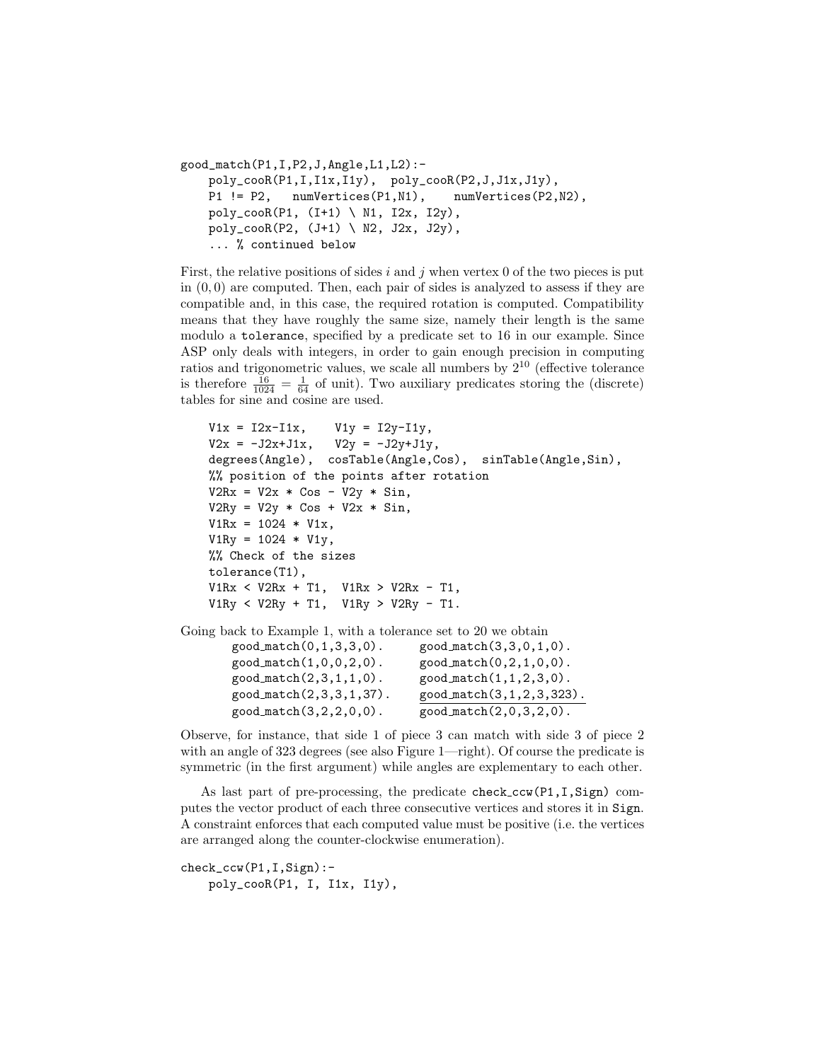```
good_match(P1,I,P2,J,Angle,L1,L2):-
    poly_cooR(P1,I,I1x,I1y),  poly_cooR(P2,J,J1x,J1y),
    P1 != P2,   numVertices(P1,N1),    numVertices(P2,N2),
    poly_cooR(P1, (I+1) \ N1, I2x, I2y),
    poly_cooR(P2, (J+1) \ N2, J2x, J2y),
    ... % continued below
```

First, the relative positions of sides $i$ and $j$ when vertex 0 of the two pieces is put in $(0, 0)$ are computed. Then, each pair of sides is analyzed to assess if they are compatible and, in this case, the required rotation is computed. Compatibility means that they have roughly the same size, namely their length is the same modulo a `tolerance`, specified by a predicate set to 16 in our example. Since ASP only deals with integers, in order to gain enough precision in computing ratios and trigonometric values, we scale all numbers by $2^{10}$ (effective tolerance is therefore $\frac{16}{1024} = \frac{1}{64}$ of unit). Two auxiliary predicates storing the (discrete) tables for sine and cosine are used.

```
    V1x = I2x-I1x,    V1y = I2y-I1y,
    V2x = -J2x+J1x,   V2y = -J2y+J1y,
    degrees(Angle),  cosTable(Angle,Cos),  sinTable(Angle,Sin),
    %% position of the points after rotation
    V2Rx = V2x * Cos - V2y * Sin,
    V2Ry = V2y * Cos + V2x * Sin,
    V1Rx = 1024 * V1x,
    V1Ry = 1024 * V1y,
    %% Check of the sizes
    tolerance(T1),
    V1Rx < V2Rx + T1,  V1Rx > V2Rx - T1,
    V1Ry < V2Ry + T1,  V1Ry > V2Ry - T1.
```

Going back to Example 1, with a tolerance set to 20 we obtain

```
good_match(0,1,3,3,0).      good_match(3,3,0,1,0).
good_match(1,0,0,2,0).      good_match(0,2,1,0,0).
good_match(2,3,1,1,0).      good_match(1,1,2,3,0).
good_match(2,3,3,1,37).     good_match(3,1,2,3,323).
good_match(3,2,2,0,0).      good_match(2,0,3,2,0).
```

Observe, for instance, that side 1 of piece 3 can match with side 3 of piece 2 with an angle of 323 degrees (see also Figure 1—right). Of course the predicate is symmetric (in the first argument) while angles are explementary to each other.

As last part of pre-processing, the predicate `check_ccw(P1,I,Sign)` computes the vector product of each three consecutive vertices and stores it in `Sign`. A constraint enforces that each computed value must be positive (i.e. the vertices are arranged along the counter-clockwise enumeration).

```
check_ccw(P1,I,Sign):-
    poly_cooR(P1, I, I1x, I1y),
```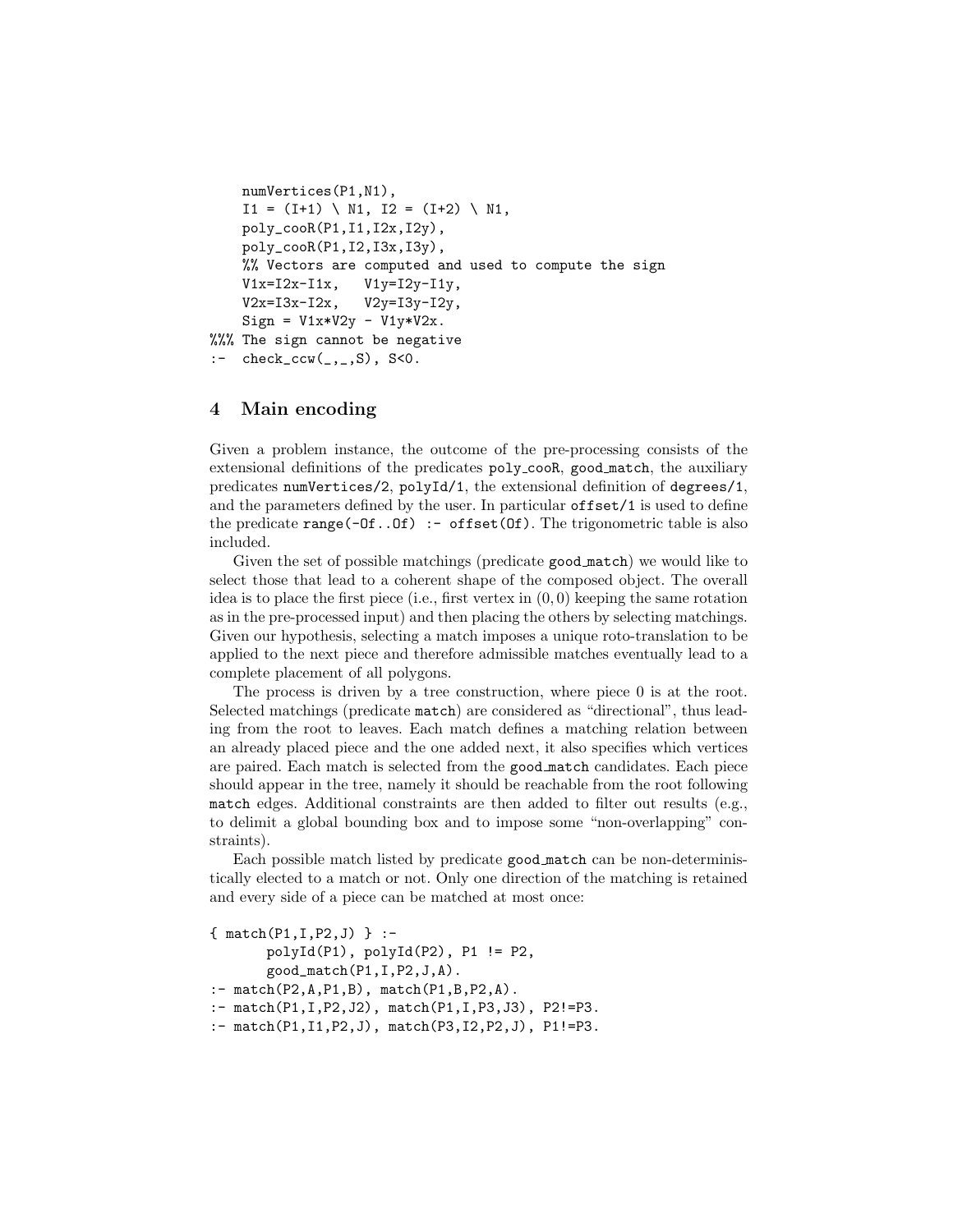```
    numVertices(P1,N1),
    I1 = (I+1) \ N1, I2 = (I+2) \ N1,
    poly_cooR(P1,I1,I2x,I2y),
    poly_cooR(P1,I2,I3x,I3y),
    %% Vectors are computed and used to compute the sign
    V1x=I2x-I1x,   V1y=I2y-I1y,
    V2x=I3x-I2x,   V2y=I3y-I2y,
    Sign = V1x*V2y - V1y*V2x.
%%% The sign cannot be negative
:-  check_ccw(_,_,S), S<0.
```

## 4 Main encoding

Given a problem instance, the outcome of the pre-processing consists of the extensional definitions of the predicates poly_cooR, good_match, the auxiliary predicates numVertices/2, polyId/1, the extensional definition of degrees/1, and the parameters defined by the user. In particular offset/1 is used to define the predicate range(-Of..Of) :- offset(Of). The trigonometric table is also included.

Given the set of possible matchings (predicate good_match) we would like to select those that lead to a coherent shape of the composed object. The overall idea is to place the first piece (i.e., first vertex in $(0, 0)$ keeping the same rotation as in the pre-processed input) and then placing the others by selecting matchings. Given our hypothesis, selecting a match imposes a unique roto-translation to be applied to the next piece and therefore admissible matches eventually lead to a complete placement of all polygons.

The process is driven by a tree construction, where piece 0 is at the root. Selected matchings (predicate match) are considered as "directional", thus leading from the root to leaves. Each match defines a matching relation between an already placed piece and the one added next, it also specifies which vertices are paired. Each match is selected from the good_match candidates. Each piece should appear in the tree, namely it should be reachable from the root following match edges. Additional constraints are then added to filter out results (e.g., to delimit a global bounding box and to impose some "non-overlapping" constraints).

Each possible match listed by predicate good_match can be non-deterministically elected to a match or not. Only one direction of the matching is retained and every side of a piece can be matched at most once:

```
{ match(P1,I,P2,J) } :-
       polyId(P1), polyId(P2), P1 != P2,
       good_match(P1,I,P2,J,A).
:- match(P2,A,P1,B), match(P1,B,P2,A).
:- match(P1,I,P2,J2), match(P1,I,P3,J3), P2!=P3.
:- match(P1,I1,P2,J), match(P3,I2,P2,J), P1!=P3.
```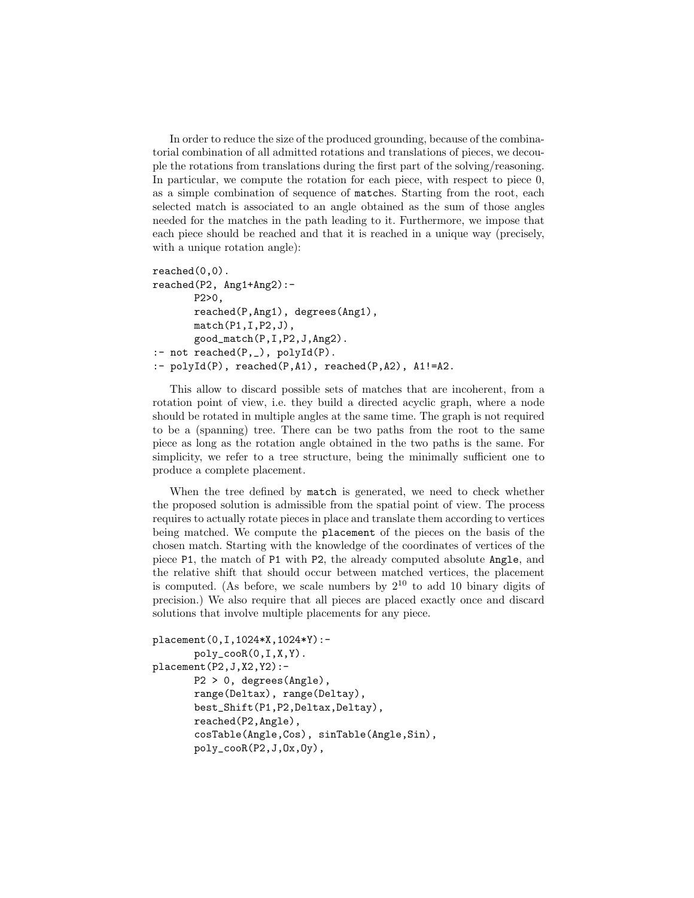In order to reduce the size of the produced grounding, because of the combinatorial combination of all admitted rotations and translations of pieces, we decouple the rotations from translations during the first part of the solving/reasoning. In particular, we compute the rotation for each piece, with respect to piece 0, as a simple combination of sequence of `match`es. Starting from the root, each selected match is associated to an angle obtained as the sum of those angles needed for the matches in the path leading to it. Furthermore, we impose that each piece should be reached and that it is reached in a unique way (precisely, with a unique rotation angle):

```
reached(0,0).
reached(P2, Ang1+Ang2):-
       P2>0,
       reached(P,Ang1), degrees(Ang1),
       match(P1,I,P2,J),
       good_match(P,I,P2,J,Ang2).
:- not reached(P,_), polyId(P).
:- polyId(P), reached(P,A1), reached(P,A2), A1!=A2.
```

This allow to discard possible sets of matches that are incoherent, from a rotation point of view, i.e. they build a directed acyclic graph, where a node should be rotated in multiple angles at the same time. The graph is not required to be a (spanning) tree. There can be two paths from the root to the same piece as long as the rotation angle obtained in the two paths is the same. For simplicity, we refer to a tree structure, being the minimally sufficient one to produce a complete placement.

When the tree defined by `match` is generated, we need to check whether the proposed solution is admissible from the spatial point of view. The process requires to actually rotate pieces in place and translate them according to vertices being matched. We compute the `placement` of the pieces on the basis of the chosen match. Starting with the knowledge of the coordinates of vertices of the piece `P1`, the match of `P1` with `P2`, the already computed absolute `Angle`, and the relative shift that should occur between matched vertices, the placement is computed. (As before, we scale numbers by $2^{10}$ to add 10 binary digits of precision.) We also require that all pieces are placed exactly once and discard solutions that involve multiple placements for any piece.

```
placement(0,I,1024*X,1024*Y):-
       poly_cooR(0,I,X,Y).
placement(P2,J,X2,Y2):-
       P2 > 0, degrees(Angle),
       range(Deltax), range(Deltay),
       best_Shift(P1,P2,Deltax,Deltay),
       reached(P2,Angle),
       cosTable(Angle,Cos), sinTable(Angle,Sin),
       poly_cooR(P2,J,Ox,Oy),
```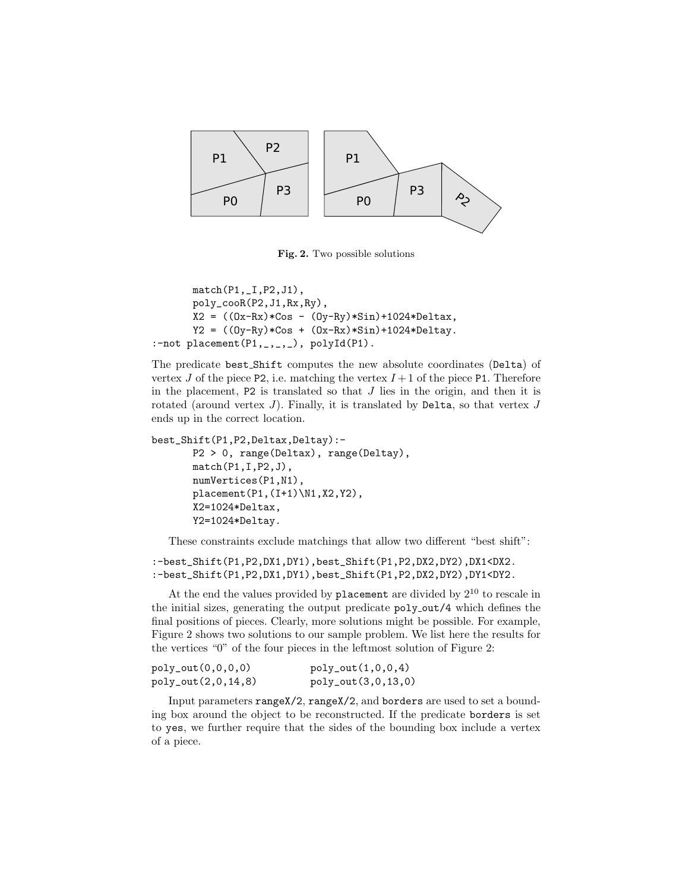Fig. 2. Two possible solutions

```
        match(P1,_I,P2,J1),
        poly_cooR(P2,J1,Rx,Ry),
        X2 = ((Ox-Rx)*Cos - (Oy-Ry)*Sin)+1024*Deltax,
        Y2 = ((Oy-Ry)*Cos + (Ox-Rx)*Sin)+1024*Deltay.
:-not placement(P1,_,_,_), polyId(P1).
```

The predicate best_Shift computes the new absolute coordinates (Delta) of vertex $J$ of the piece P2, i.e. matching the vertex $I+1$ of the piece P1. Therefore in the placement, P2 is translated so that $J$ lies in the origin, and then it is rotated (around vertex $J$). Finally, it is translated by Delta, so that vertex $J$ ends up in the correct location.

```
best_Shift(P1,P2,Deltax,Deltay):-
        P2 > 0, range(Deltax), range(Deltay),
        match(P1,I,P2,J),
        numVertices(P1,N1),
        placement(P1,(I+1)\N1,X2,Y2),
        X2=1024*Deltax,
        Y2=1024*Deltay.
```

These constraints exclude matchings that allow two different "best shift":

```
:-best_Shift(P1,P2,DX1,DY1),best_Shift(P1,P2,DX2,DY2),DX1<DX2.
:-best_Shift(P1,P2,DX1,DY1),best_Shift(P1,P2,DX2,DY2),DY1<DY2.
```

At the end the values provided by placement are divided by $2^{10}$ to rescale in the initial sizes, generating the output predicate poly_out/4 which defines the final positions of pieces. Clearly, more solutions might be possible. For example, Figure 2 shows two solutions to our sample problem. We list here the results for the vertices "0" of the four pieces in the leftmost solution of Figure 2:

```
poly_out(0,0,0,0)          poly_out(1,0,0,4)
poly_out(2,0,14,8)         poly_out(3,0,13,0)
```

Input parameters rangeX/2, rangeX/2, and borders are used to set a bounding box around the object to be reconstructed. If the predicate borders is set to yes, we further require that the sides of the bounding box include a vertex of a piece.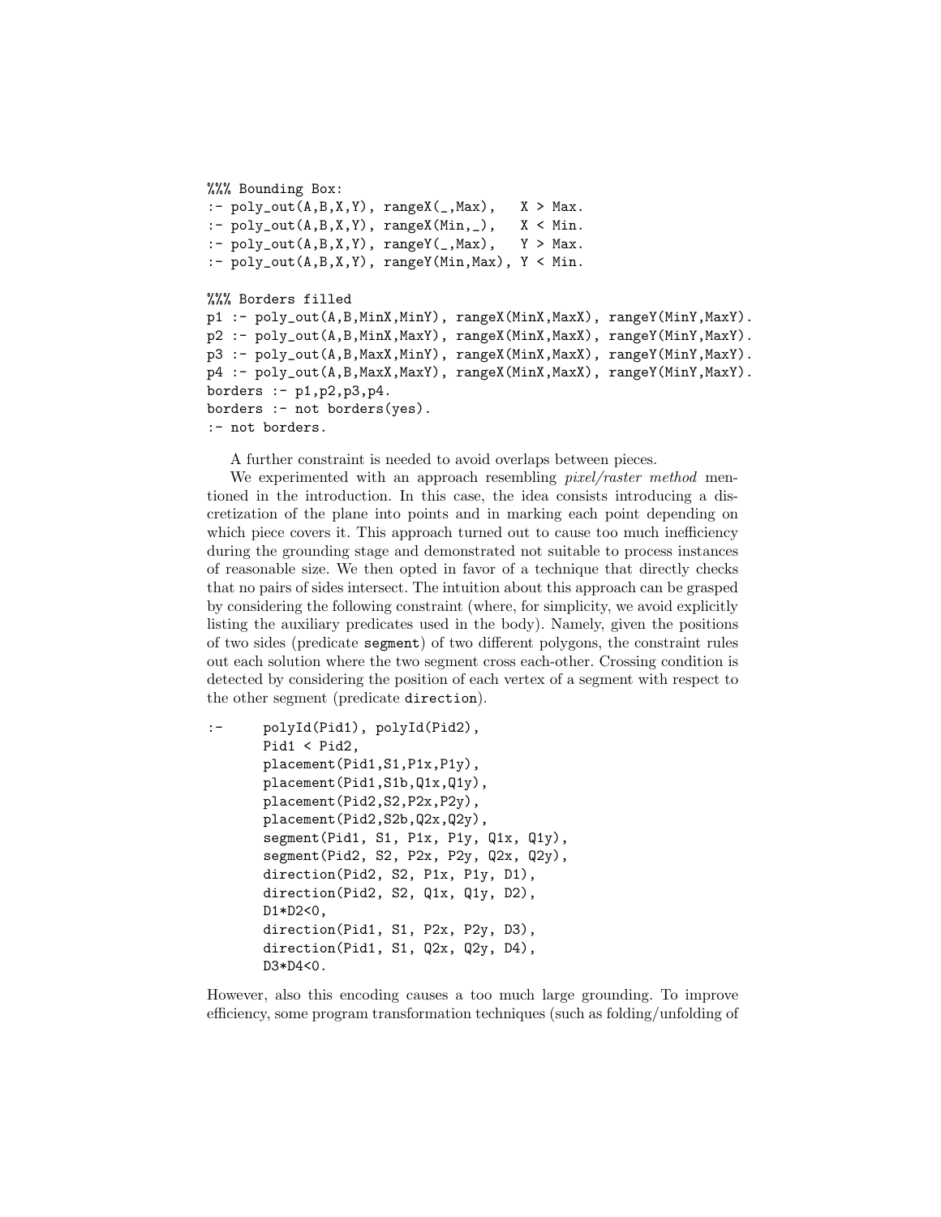```
%%% Bounding Box:
:- poly_out(A,B,X,Y), rangeX(_,Max),   X > Max.
:- poly_out(A,B,X,Y), rangeX(Min,_),   X < Min.
:- poly_out(A,B,X,Y), rangeY(_,Max),   Y > Max.
:- poly_out(A,B,X,Y), rangeY(Min,Max), Y < Min.

%%% Borders filled
p1 :- poly_out(A,B,MinX,MinY), rangeX(MinX,MaxX), rangeY(MinY,MaxY).
p2 :- poly_out(A,B,MinX,MaxY), rangeX(MinX,MaxX), rangeY(MinY,MaxY).
p3 :- poly_out(A,B,MaxX,MinY), rangeX(MinX,MaxX), rangeY(MinY,MaxY).
p4 :- poly_out(A,B,MaxX,MaxY), rangeX(MinX,MaxX), rangeY(MinY,MaxY).
borders :- p1,p2,p3,p4.
borders :- not borders(yes).
:- not borders.
```

A further constraint is needed to avoid overlaps between pieces.

We experimented with an approach resembling *pixel/raster method* mentioned in the introduction. In this case, the idea consists introducing a discretization of the plane into points and in marking each point depending on which piece covers it. This approach turned out to cause too much inefficiency during the grounding stage and demonstrated not suitable to process instances of reasonable size. We then opted in favor of a technique that directly checks that no pairs of sides intersect. The intuition about this approach can be grasped by considering the following constraint (where, for simplicity, we avoid explicitly listing the auxiliary predicates used in the body). Namely, given the positions of two sides (predicate `segment`) of two different polygons, the constraint rules out each solution where the two segment cross each-other. Crossing condition is detected by considering the position of each vertex of a segment with respect to the other segment (predicate `direction`).

```
:-     polyId(Pid1), polyId(Pid2),
       Pid1 < Pid2,
       placement(Pid1,S1,P1x,P1y),
       placement(Pid1,S1b,Q1x,Q1y),
       placement(Pid2,S2,P2x,P2y),
       placement(Pid2,S2b,Q2x,Q2y),
       segment(Pid1, S1, P1x, P1y, Q1x, Q1y),
       segment(Pid2, S2, P2x, P2y, Q2x, Q2y),
       direction(Pid2, S2, P1x, P1y, D1),
       direction(Pid2, S2, Q1x, Q1y, D2),
       D1*D2<0,
       direction(Pid1, S1, P2x, P2y, D3),
       direction(Pid1, S1, Q2x, Q2y, D4),
       D3*D4<0.
```

However, also this encoding causes a too much large grounding. To improve efficiency, some program transformation techniques (such as folding/unfolding of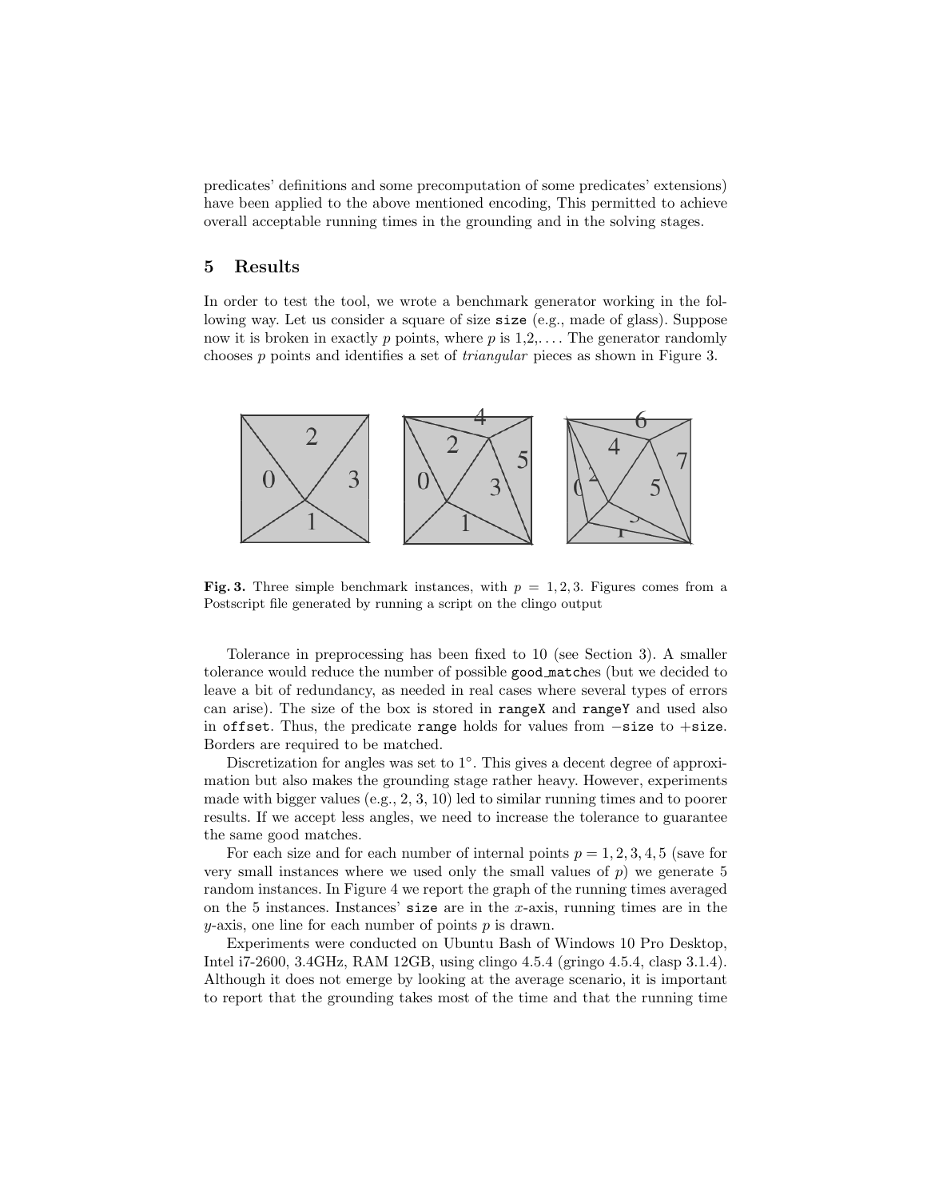predicates' definitions and some precomputation of some predicates' extensions) have been applied to the above mentioned encoding, This permitted to achieve overall acceptable running times in the grounding and in the solving stages.

## 5 Results

In order to test the tool, we wrote a benchmark generator working in the following way. Let us consider a square of size `size` (e.g., made of glass). Suppose now it is broken in exactly $p$ points, where $p$ is 1,2,.... The generator randomly chooses $p$ points and identifies a set of *triangular* pieces as shown in Figure 3.

**Fig. 3.** Three simple benchmark instances, with $p = 1, 2, 3$. Figures comes from a Postscript file generated by running a script on the clingo output

Tolerance in preprocessing has been fixed to 10 (see Section 3). A smaller tolerance would reduce the number of possible `good_match`es (but we decided to leave a bit of redundancy, as needed in real cases where several types of errors can arise). The size of the box is stored in `rangeX` and `rangeY` and used also in `offset`. Thus, the predicate `range` holds for values from $-$`size` to $+$`size`. Borders are required to be matched.

Discretization for angles was set to $1^\circ$. This gives a decent degree of approximation but also makes the grounding stage rather heavy. However, experiments made with bigger values (e.g., 2, 3, 10) led to similar running times and to poorer results. If we accept less angles, we need to increase the tolerance to guarantee the same good matches.

For each size and for each number of internal points $p = 1, 2, 3, 4, 5$ (save for very small instances where we used only the small values of $p$) we generate 5 random instances. In Figure 4 we report the graph of the running times averaged on the 5 instances. Instances' `size` are in the $x$-axis, running times are in the $y$-axis, one line for each number of points $p$ is drawn.

Experiments were conducted on Ubuntu Bash of Windows 10 Pro Desktop, Intel i7-2600, 3.4GHz, RAM 12GB, using clingo 4.5.4 (gringo 4.5.4, clasp 3.1.4). Although it does not emerge by looking at the average scenario, it is important to report that the grounding takes most of the time and that the running time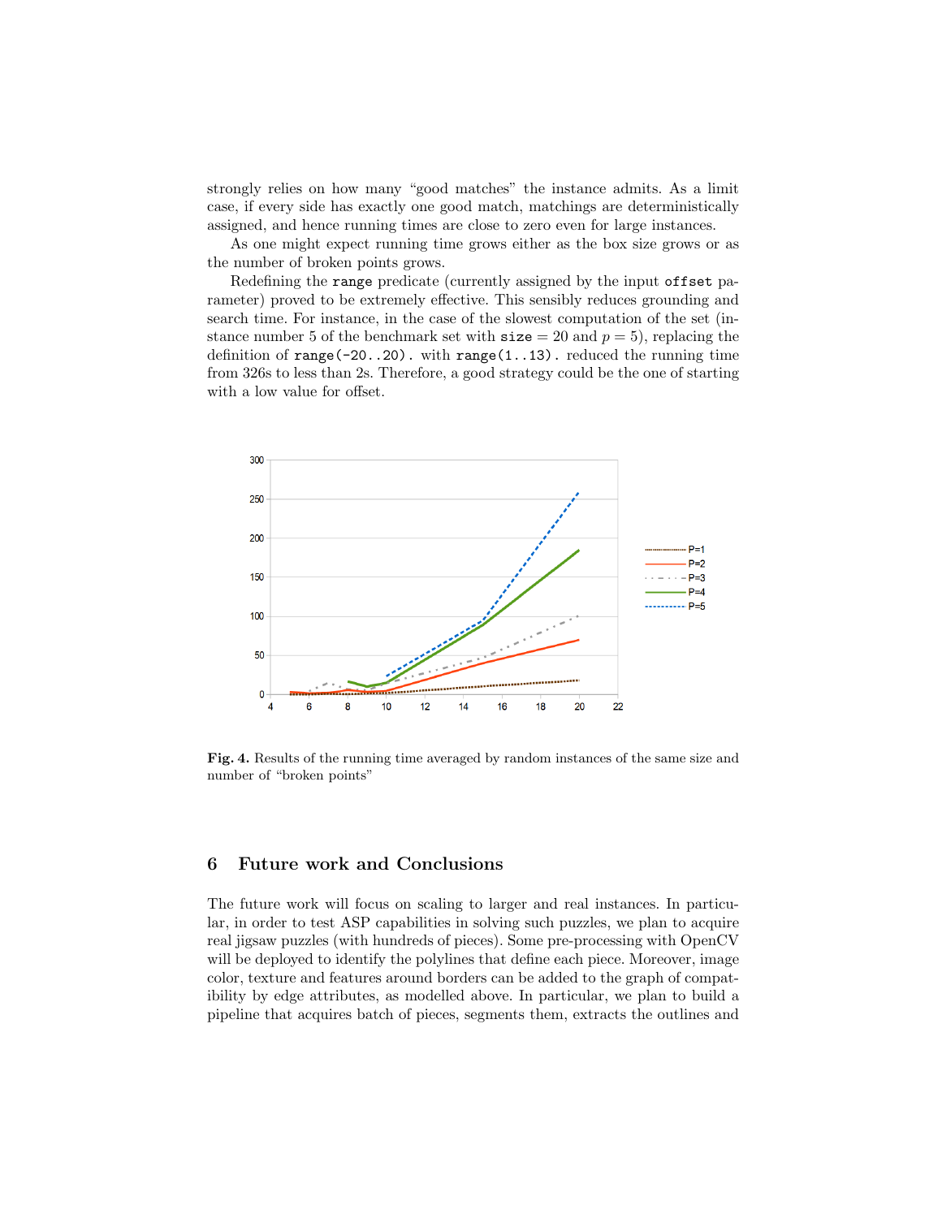strongly relies on how many "good matches" the instance admits. As a limit case, if every side has exactly one good match, matchings are deterministically assigned, and hence running times are close to zero even for large instances.

As one might expect running time grows either as the box size grows or as the number of broken points grows.

Redefining the `range` predicate (currently assigned by the input `offset` parameter) proved to be extremely effective. This sensibly reduces grounding and search time. For instance, in the case of the slowest computation of the set (instance number 5 of the benchmark set with `size` $= 20$ and $p = 5$), replacing the definition of `range(-20..20).` with `range(1..13).` reduced the running time from 326s to less than 2s. Therefore, a good strategy could be the one of starting with a low value for offset.

**Fig. 4.** Results of the running time averaged by random instances of the same size and number of "broken points"

## 6 Future work and Conclusions

The future work will focus on scaling to larger and real instances. In particular, in order to test ASP capabilities in solving such puzzles, we plan to acquire real jigsaw puzzles (with hundreds of pieces). Some pre-processing with OpenCV will be deployed to identify the polylines that define each piece. Moreover, image color, texture and features around borders can be added to the graph of compatibility by edge attributes, as modelled above. In particular, we plan to build a pipeline that acquires batch of pieces, segments them, extracts the outlines and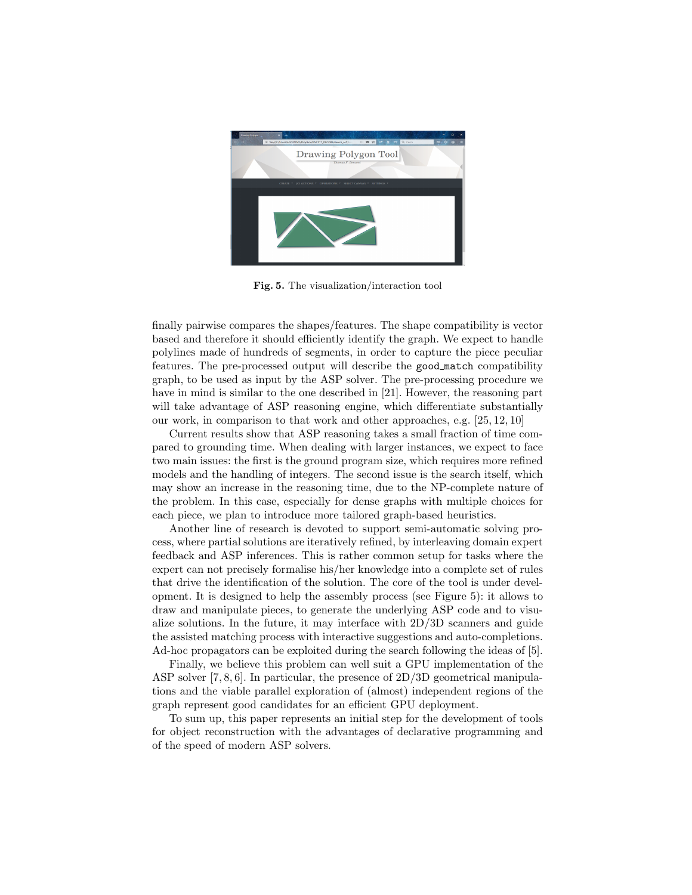Fig. 5. The visualization/interaction tool

finally pairwise compares the shapes/features. The shape compatibility is vector based and therefore it should efficiently identify the graph. We expect to handle polylines made of hundreds of segments, in order to capture the piece peculiar features. The pre-processed output will describe the `good_match` compatibility graph, to be used as input by the ASP solver. The pre-processing procedure we have in mind is similar to the one described in [21]. However, the reasoning part will take advantage of ASP reasoning engine, which differentiate substantially our work, in comparison to that work and other approaches, e.g. [25, 12, 10]

Current results show that ASP reasoning takes a small fraction of time compared to grounding time. When dealing with larger instances, we expect to face two main issues: the first is the ground program size, which requires more refined models and the handling of integers. The second issue is the search itself, which may show an increase in the reasoning time, due to the NP-complete nature of the problem. In this case, especially for dense graphs with multiple choices for each piece, we plan to introduce more tailored graph-based heuristics.

Another line of research is devoted to support semi-automatic solving process, where partial solutions are iteratively refined, by interleaving domain expert feedback and ASP inferences. This is rather common setup for tasks where the expert can not precisely formalise his/her knowledge into a complete set of rules that drive the identification of the solution. The core of the tool is under development. It is designed to help the assembly process (see Figure 5): it allows to draw and manipulate pieces, to generate the underlying ASP code and to visualize solutions. In the future, it may interface with 2D/3D scanners and guide the assisted matching process with interactive suggestions and auto-completions. Ad-hoc propagators can be exploited during the search following the ideas of [5].

Finally, we believe this problem can well suit a GPU implementation of the ASP solver [7, 8, 6]. In particular, the presence of 2D/3D geometrical manipulations and the viable parallel exploration of (almost) independent regions of the graph represent good candidates for an efficient GPU deployment.

To sum up, this paper represents an initial step for the development of tools for object reconstruction with the advantages of declarative programming and of the speed of modern ASP solvers.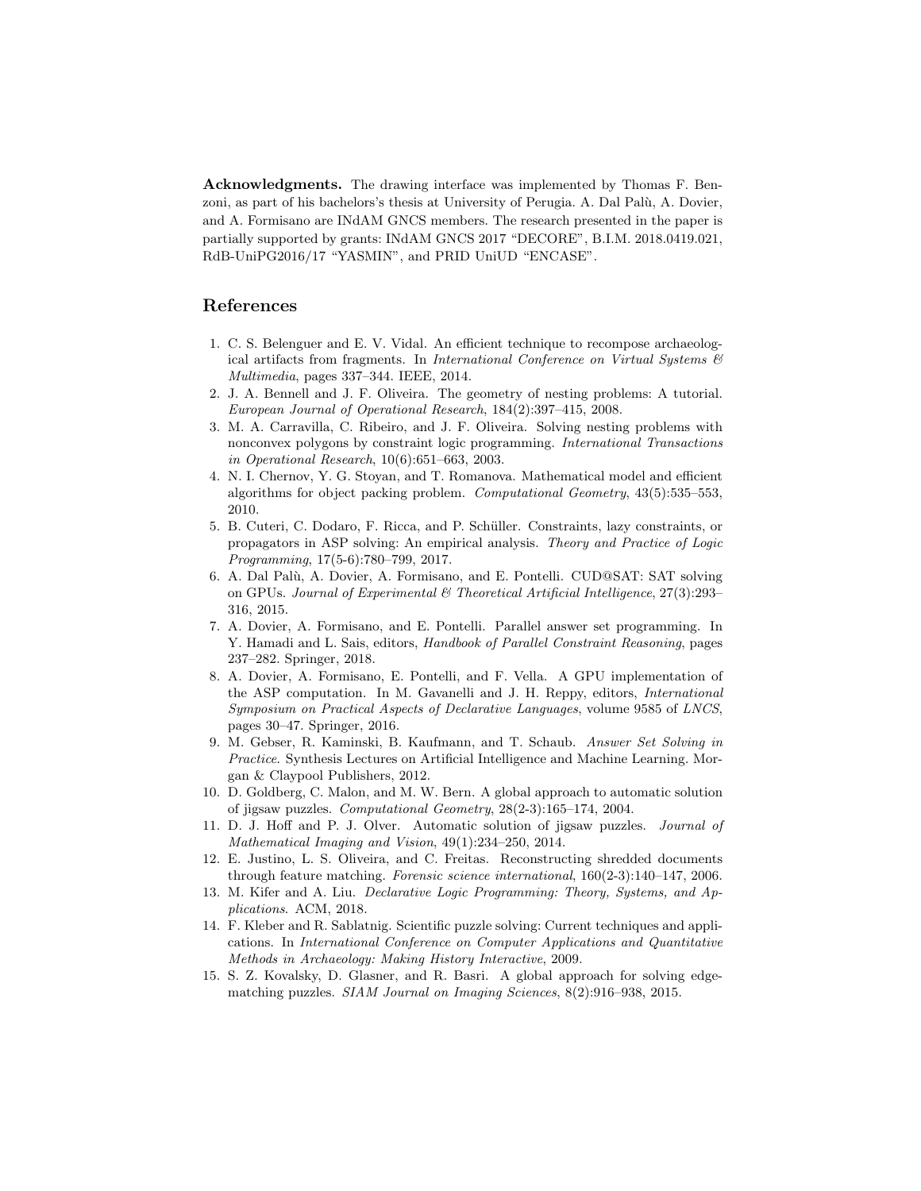**Acknowledgments.** The drawing interface was implemented by Thomas F. Benzoni, as part of his bachelors's thesis at University of Perugia. A. Dal Palù, A. Dovier, and A. Formisano are INdAM GNCS members. The research presented in the paper is partially supported by grants: INdAM GNCS 2017 "DECORE", B.I.M. 2018.0419.021, RdB-UniPG2016/17 "YASMIN", and PRID UniUD "ENCASE".

## References

1. C. S. Belenguer and E. V. Vidal. An efficient technique to recompose archaeological artifacts from fragments. In *International Conference on Virtual Systems & Multimedia*, pages 337–344. IEEE, 2014.
2. J. A. Bennell and J. F. Oliveira. The geometry of nesting problems: A tutorial. *European Journal of Operational Research*, 184(2):397–415, 2008.
3. M. A. Carravilla, C. Ribeiro, and J. F. Oliveira. Solving nesting problems with nonconvex polygons by constraint logic programming. *International Transactions in Operational Research*, 10(6):651–663, 2003.
4. N. I. Chernov, Y. G. Stoyan, and T. Romanova. Mathematical model and efficient algorithms for object packing problem. *Computational Geometry*, 43(5):535–553, 2010.
5. B. Cuteri, C. Dodaro, F. Ricca, and P. Schüller. Constraints, lazy constraints, or propagators in ASP solving: An empirical analysis. *Theory and Practice of Logic Programming*, 17(5-6):780–799, 2017.
6. A. Dal Palù, A. Dovier, A. Formisano, and E. Pontelli. CUD@SAT: SAT solving on GPUs. *Journal of Experimental & Theoretical Artificial Intelligence*, 27(3):293–316, 2015.
7. A. Dovier, A. Formisano, and E. Pontelli. Parallel answer set programming. In Y. Hamadi and L. Sais, editors, *Handbook of Parallel Constraint Reasoning*, pages 237–282. Springer, 2018.
8. A. Dovier, A. Formisano, E. Pontelli, and F. Vella. A GPU implementation of the ASP computation. In M. Gavanelli and J. H. Reppy, editors, *International Symposium on Practical Aspects of Declarative Languages*, volume 9585 of *LNCS*, pages 30–47. Springer, 2016.
9. M. Gebser, R. Kaminski, B. Kaufmann, and T. Schaub. *Answer Set Solving in Practice*. Synthesis Lectures on Artificial Intelligence and Machine Learning. Morgan & Claypool Publishers, 2012.
10. D. Goldberg, C. Malon, and M. W. Bern. A global approach to automatic solution of jigsaw puzzles. *Computational Geometry*, 28(2-3):165–174, 2004.
11. D. J. Hoff and P. J. Olver. Automatic solution of jigsaw puzzles. *Journal of Mathematical Imaging and Vision*, 49(1):234–250, 2014.
12. E. Justino, L. S. Oliveira, and C. Freitas. Reconstructing shredded documents through feature matching. *Forensic science international*, 160(2-3):140–147, 2006.
13. M. Kifer and A. Liu. *Declarative Logic Programming: Theory, Systems, and Applications*. ACM, 2018.
14. F. Kleber and R. Sablatnig. Scientific puzzle solving: Current techniques and applications. In *International Conference on Computer Applications and Quantitative Methods in Archaeology: Making History Interactive*, 2009.
15. S. Z. Kovalsky, D. Glasner, and R. Basri. A global approach for solving edge-matching puzzles. *SIAM Journal on Imaging Sciences*, 8(2):916–938, 2015.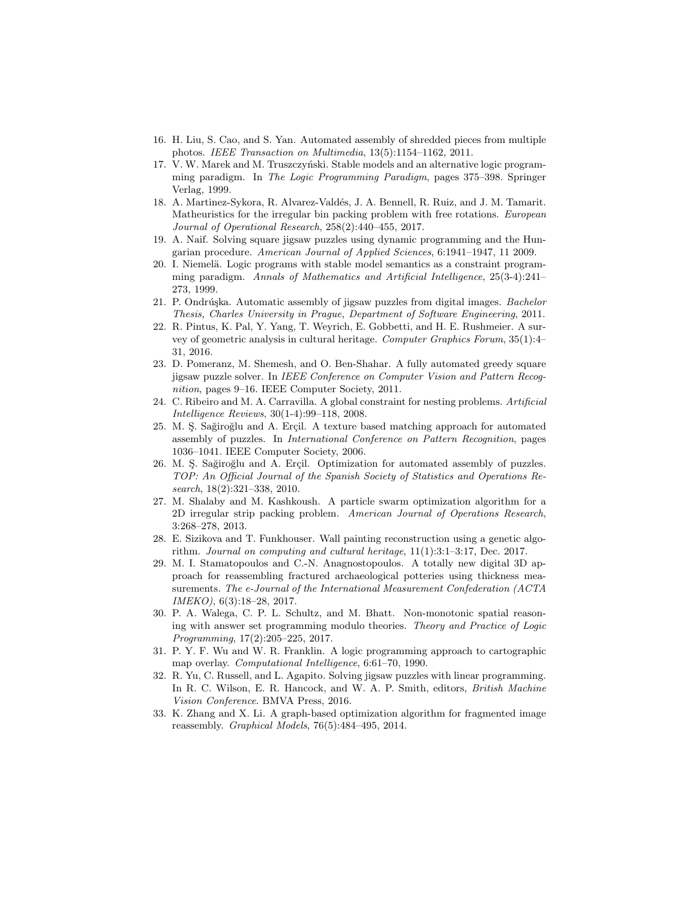16. H. Liu, S. Cao, and S. Yan. Automated assembly of shredded pieces from multiple photos. *IEEE Transaction on Multimedia*, 13(5):1154–1162, 2011.
17. V. W. Marek and M. Truszczyński. Stable models and an alternative logic programming paradigm. In *The Logic Programming Paradigm*, pages 375–398. Springer Verlag, 1999.
18. A. Martinez-Sykora, R. Alvarez-Valdés, J. A. Bennell, R. Ruiz, and J. M. Tamarit. Matheuristics for the irregular bin packing problem with free rotations. *European Journal of Operational Research*, 258(2):440–455, 2017.
19. A. Naif. Solving square jigsaw puzzles using dynamic programming and the Hungarian procedure. *American Journal of Applied Sciences*, 6:1941–1947, 11 2009.
20. I. Niemelä. Logic programs with stable model semantics as a constraint programming paradigm. *Annals of Mathematics and Artificial Intelligence*, 25(3-4):241–273, 1999.
21. P. Ondrúşka. Automatic assembly of jigsaw puzzles from digital images. *Bachelor Thesis, Charles University in Prague, Department of Software Engineering*, 2011.
22. R. Pintus, K. Pal, Y. Yang, T. Weyrich, E. Gobbetti, and H. E. Rushmeier. A survey of geometric analysis in cultural heritage. *Computer Graphics Forum*, 35(1):4–31, 2016.
23. D. Pomeranz, M. Shemesh, and O. Ben-Shahar. A fully automated greedy square jigsaw puzzle solver. In *IEEE Conference on Computer Vision and Pattern Recognition*, pages 9–16. IEEE Computer Society, 2011.
24. C. Ribeiro and M. A. Carravilla. A global constraint for nesting problems. *Artificial Intelligence Reviews*, 30(1-4):99–118, 2008.
25. M. Ş. Sağiroğlu and A. Erçil. A texture based matching approach for automated assembly of puzzles. In *International Conference on Pattern Recognition*, pages 1036–1041. IEEE Computer Society, 2006.
26. M. Ş. Sağiroğlu and A. Erçil. Optimization for automated assembly of puzzles. *TOP: An Official Journal of the Spanish Society of Statistics and Operations Research*, 18(2):321–338, 2010.
27. M. Shalaby and M. Kashkoush. A particle swarm optimization algorithm for a 2D irregular strip packing problem. *American Journal of Operations Research*, 3:268–278, 2013.
28. E. Sizikova and T. Funkhouser. Wall painting reconstruction using a genetic algorithm. *Journal on computing and cultural heritage*, 11(1):3:1–3:17, Dec. 2017.
29. M. I. Stamatopoulos and C.-N. Anagnostopoulos. A totally new digital 3D approach for reassembling fractured archaeological potteries using thickness measurements. *The e-Journal of the International Measurement Confederation (ACTA IMEKO)*, 6(3):18–28, 2017.
30. P. A. Walega, C. P. L. Schultz, and M. Bhatt. Non-monotonic spatial reasoning with answer set programming modulo theories. *Theory and Practice of Logic Programming*, 17(2):205–225, 2017.
31. P. Y. F. Wu and W. R. Franklin. A logic programming approach to cartographic map overlay. *Computational Intelligence*, 6:61–70, 1990.
32. R. Yu, C. Russell, and L. Agapito. Solving jigsaw puzzles with linear programming. In R. C. Wilson, E. R. Hancock, and W. A. P. Smith, editors, *British Machine Vision Conference*. BMVA Press, 2016.
33. K. Zhang and X. Li. A graph-based optimization algorithm for fragmented image reassembly. *Graphical Models*, 76(5):484–495, 2014.